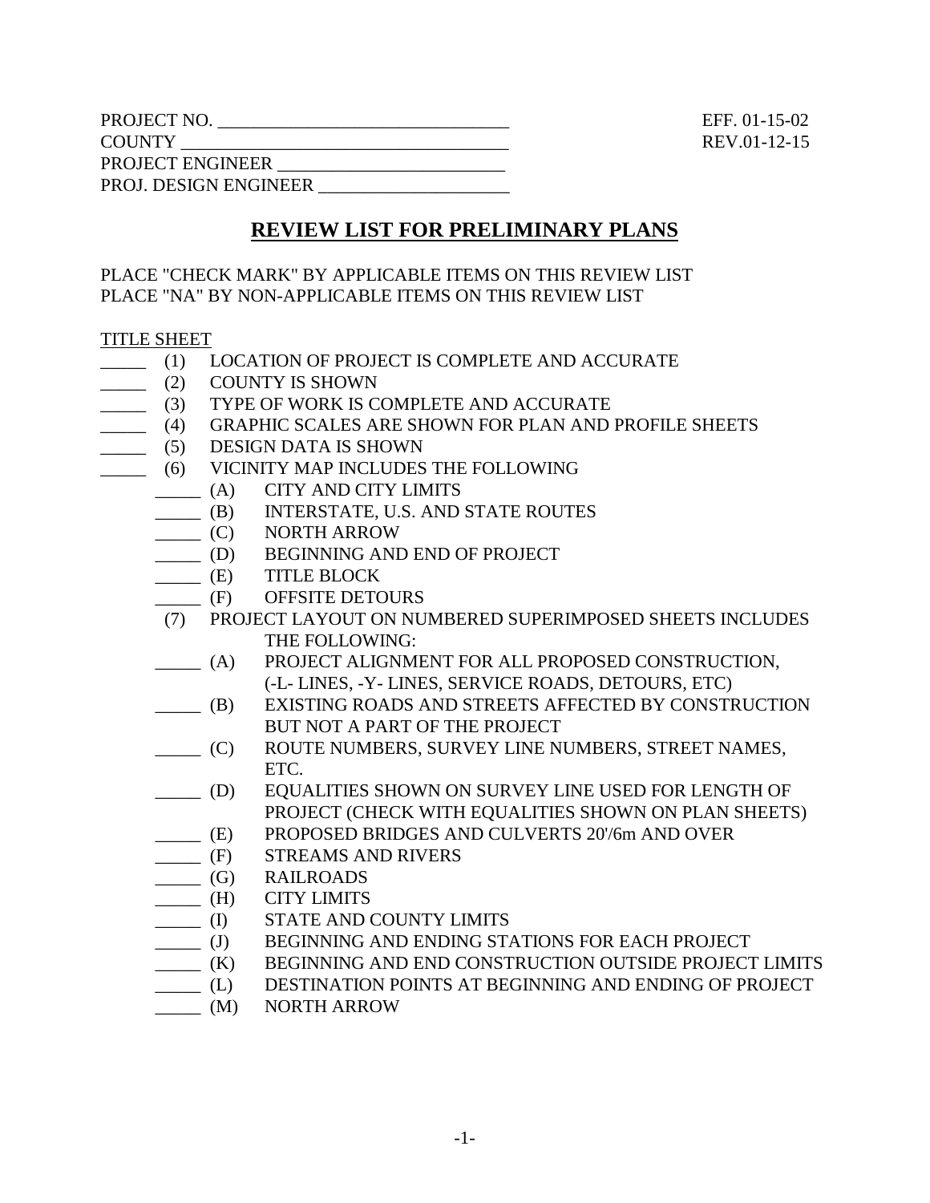PROJECT NO. ________________________________ EFF. 01-15-02
COUNTY ____________________________________ REV.01-12-15
PROJECT ENGINEER _________________________
PROJ. DESIGN ENGINEER _____________________

# REVIEW LIST FOR PRELIMINARY PLANS

PLACE "CHECK MARK" BY APPLICABLE ITEMS ON THIS REVIEW LIST
PLACE "NA" BY NON-APPLICABLE ITEMS ON THIS REVIEW LIST

TITLE SHEET

_____ (1) LOCATION OF PROJECT IS COMPLETE AND ACCURATE
_____ (2) COUNTY IS SHOWN
_____ (3) TYPE OF WORK IS COMPLETE AND ACCURATE
_____ (4) GRAPHIC SCALES ARE SHOWN FOR PLAN AND PROFILE SHEETS
_____ (5) DESIGN DATA IS SHOWN
_____ (6) VICINITY MAP INCLUDES THE FOLLOWING

- _____ (A) CITY AND CITY LIMITS
- _____ (B) INTERSTATE, U.S. AND STATE ROUTES
- _____ (C) NORTH ARROW
- _____ (D) BEGINNING AND END OF PROJECT
- _____ (E) TITLE BLOCK
- _____ (F) OFFSITE DETOURS

(7) PROJECT LAYOUT ON NUMBERED SUPERIMPOSED SHEETS INCLUDES THE FOLLOWING:

- _____ (A) PROJECT ALIGNMENT FOR ALL PROPOSED CONSTRUCTION, (-L- LINES, -Y- LINES, SERVICE ROADS, DETOURS, ETC)
- _____ (B) EXISTING ROADS AND STREETS AFFECTED BY CONSTRUCTION BUT NOT A PART OF THE PROJECT
- _____ (C) ROUTE NUMBERS, SURVEY LINE NUMBERS, STREET NAMES, ETC.
- _____ (D) EQUALITIES SHOWN ON SURVEY LINE USED FOR LENGTH OF PROJECT (CHECK WITH EQUALITIES SHOWN ON PLAN SHEETS)
- _____ (E) PROPOSED BRIDGES AND CULVERTS 20'/6m AND OVER
- _____ (F) STREAMS AND RIVERS
- _____ (G) RAILROADS
- _____ (H) CITY LIMITS
- _____ (I) STATE AND COUNTY LIMITS
- _____ (J) BEGINNING AND ENDING STATIONS FOR EACH PROJECT
- _____ (K) BEGINNING AND END CONSTRUCTION OUTSIDE PROJECT LIMITS
- _____ (L) DESTINATION POINTS AT BEGINNING AND ENDING OF PROJECT
- _____ (M) NORTH ARROW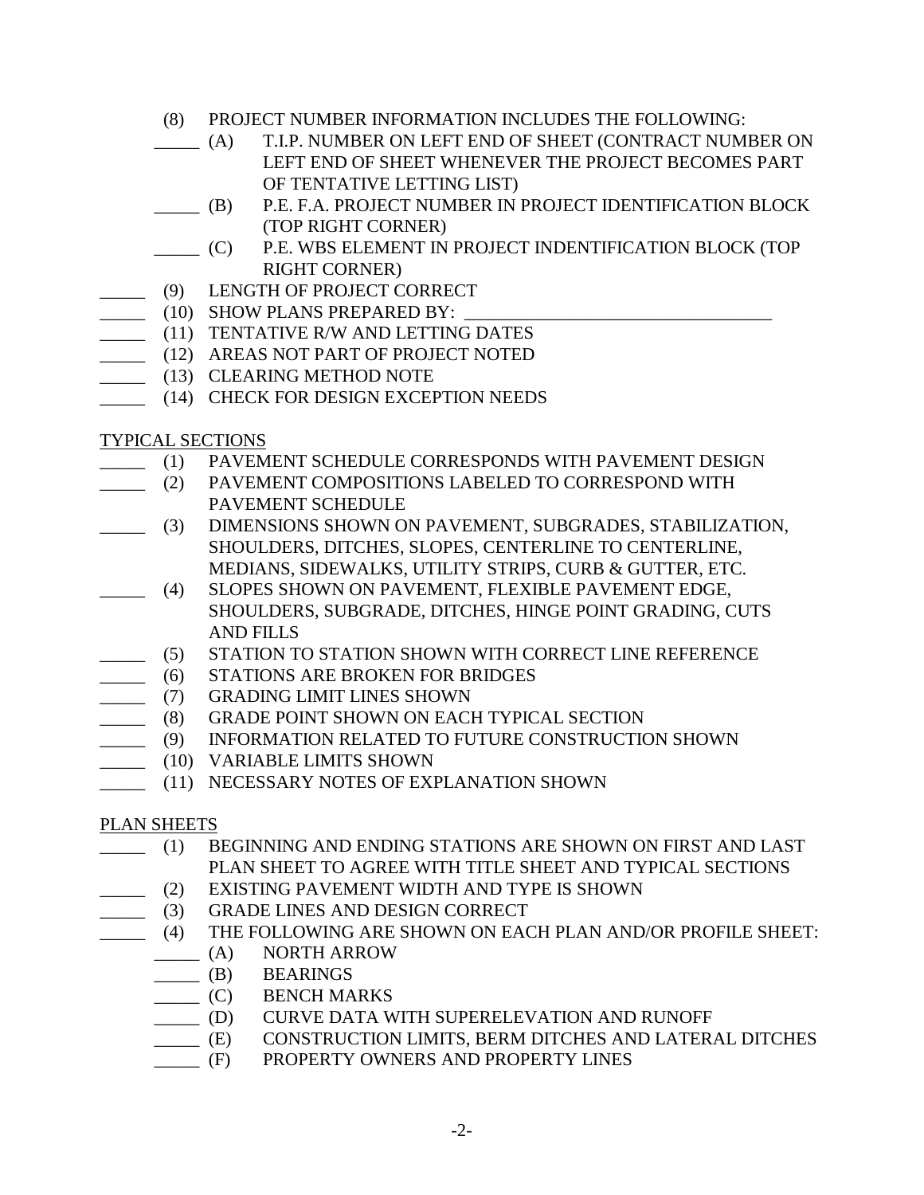(8) PROJECT NUMBER INFORMATION INCLUDES THE FOLLOWING:

_____ (A) T.I.P. NUMBER ON LEFT END OF SHEET (CONTRACT NUMBER ON LEFT END OF SHEET WHENEVER THE PROJECT BECOMES PART OF TENTATIVE LETTING LIST)

_____ (B) P.E. F.A. PROJECT NUMBER IN PROJECT IDENTIFICATION BLOCK (TOP RIGHT CORNER)

_____ (C) P.E. WBS ELEMENT IN PROJECT INDENTIFICATION BLOCK (TOP RIGHT CORNER)

_____ (9) LENGTH OF PROJECT CORRECT

_____ (10) SHOW PLANS PREPARED BY: ___________________________________

_____ (11) TENTATIVE R/W AND LETTING DATES

_____ (12) AREAS NOT PART OF PROJECT NOTED

_____ (13) CLEARING METHOD NOTE

_____ (14) CHECK FOR DESIGN EXCEPTION NEEDS

<u>TYPICAL SECTIONS</u>

_____ (1) PAVEMENT SCHEDULE CORRESPONDS WITH PAVEMENT DESIGN

_____ (2) PAVEMENT COMPOSITIONS LABELED TO CORRESPOND WITH PAVEMENT SCHEDULE

_____ (3) DIMENSIONS SHOWN ON PAVEMENT, SUBGRADES, STABILIZATION, SHOULDERS, DITCHES, SLOPES, CENTERLINE TO CENTERLINE, MEDIANS, SIDEWALKS, UTILITY STRIPS, CURB & GUTTER, ETC.

_____ (4) SLOPES SHOWN ON PAVEMENT, FLEXIBLE PAVEMENT EDGE, SHOULDERS, SUBGRADE, DITCHES, HINGE POINT GRADING, CUTS AND FILLS

_____ (5) STATION TO STATION SHOWN WITH CORRECT LINE REFERENCE

_____ (6) STATIONS ARE BROKEN FOR BRIDGES

_____ (7) GRADING LIMIT LINES SHOWN

_____ (8) GRADE POINT SHOWN ON EACH TYPICAL SECTION

_____ (9) INFORMATION RELATED TO FUTURE CONSTRUCTION SHOWN

_____ (10) VARIABLE LIMITS SHOWN

_____ (11) NECESSARY NOTES OF EXPLANATION SHOWN

<u>PLAN SHEETS</u>

_____ (1) BEGINNING AND ENDING STATIONS ARE SHOWN ON FIRST AND LAST PLAN SHEET TO AGREE WITH TITLE SHEET AND TYPICAL SECTIONS

_____ (2) EXISTING PAVEMENT WIDTH AND TYPE IS SHOWN

_____ (3) GRADE LINES AND DESIGN CORRECT

_____ (4) THE FOLLOWING ARE SHOWN ON EACH PLAN AND/OR PROFILE SHEET:

_____ (A) NORTH ARROW

_____ (B) BEARINGS

_____ (C) BENCH MARKS

_____ (D) CURVE DATA WITH SUPERELEVATION AND RUNOFF

_____ (E) CONSTRUCTION LIMITS, BERM DITCHES AND LATERAL DITCHES

_____ (F) PROPERTY OWNERS AND PROPERTY LINES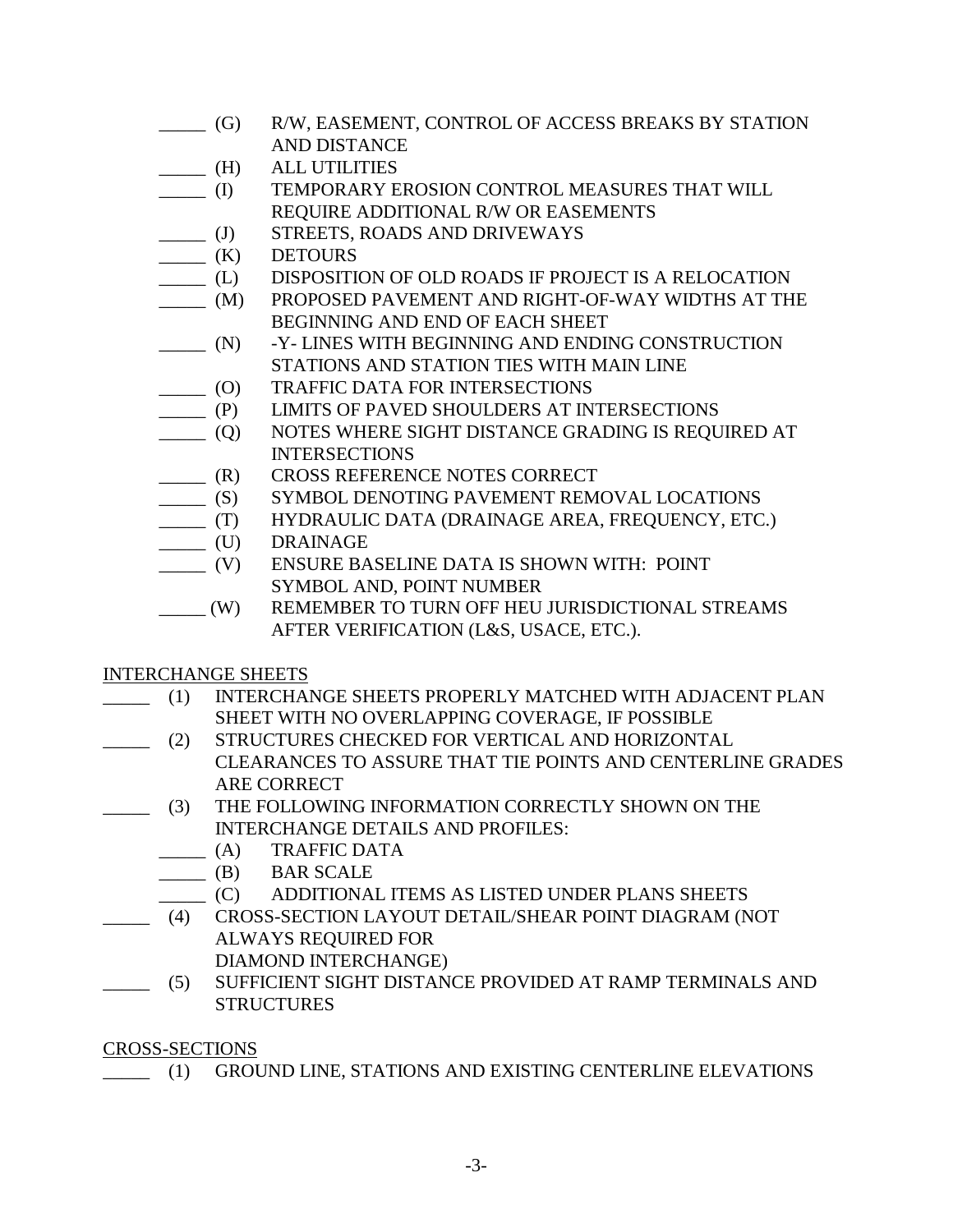- _____ (G) R/W, EASEMENT, CONTROL OF ACCESS BREAKS BY STATION AND DISTANCE
- _____ (H) ALL UTILITIES
- _____ (I) TEMPORARY EROSION CONTROL MEASURES THAT WILL REQUIRE ADDITIONAL R/W OR EASEMENTS
- _____ (J) STREETS, ROADS AND DRIVEWAYS
- _____ (K) DETOURS
- _____ (L) DISPOSITION OF OLD ROADS IF PROJECT IS A RELOCATION
- _____ (M) PROPOSED PAVEMENT AND RIGHT-OF-WAY WIDTHS AT THE BEGINNING AND END OF EACH SHEET
- _____ (N) -Y- LINES WITH BEGINNING AND ENDING CONSTRUCTION STATIONS AND STATION TIES WITH MAIN LINE
- _____ (O) TRAFFIC DATA FOR INTERSECTIONS
- _____ (P) LIMITS OF PAVED SHOULDERS AT INTERSECTIONS
- _____ (Q) NOTES WHERE SIGHT DISTANCE GRADING IS REQUIRED AT INTERSECTIONS
- _____ (R) CROSS REFERENCE NOTES CORRECT
- _____ (S) SYMBOL DENOTING PAVEMENT REMOVAL LOCATIONS
- _____ (T) HYDRAULIC DATA (DRAINAGE AREA, FREQUENCY, ETC.)
- _____ (U) DRAINAGE
- _____ (V) ENSURE BASELINE DATA IS SHOWN WITH: POINT SYMBOL AND, POINT NUMBER
- _____ (W) REMEMBER TO TURN OFF HEU JURISDICTIONAL STREAMS AFTER VERIFICATION (L&S, USACE, ETC.).

<u>INTERCHANGE SHEETS</u>

- _____ (1) INTERCHANGE SHEETS PROPERLY MATCHED WITH ADJACENT PLAN SHEET WITH NO OVERLAPPING COVERAGE, IF POSSIBLE
- _____ (2) STRUCTURES CHECKED FOR VERTICAL AND HORIZONTAL CLEARANCES TO ASSURE THAT TIE POINTS AND CENTERLINE GRADES ARE CORRECT
- _____ (3) THE FOLLOWING INFORMATION CORRECTLY SHOWN ON THE INTERCHANGE DETAILS AND PROFILES:
  - _____ (A) TRAFFIC DATA
  - _____ (B) BAR SCALE
  - _____ (C) ADDITIONAL ITEMS AS LISTED UNDER PLANS SHEETS
- _____ (4) CROSS-SECTION LAYOUT DETAIL/SHEAR POINT DIAGRAM (NOT ALWAYS REQUIRED FOR DIAMOND INTERCHANGE)
- _____ (5) SUFFICIENT SIGHT DISTANCE PROVIDED AT RAMP TERMINALS AND STRUCTURES

<u>CROSS-SECTIONS</u>

- _____ (1) GROUND LINE, STATIONS AND EXISTING CENTERLINE ELEVATIONS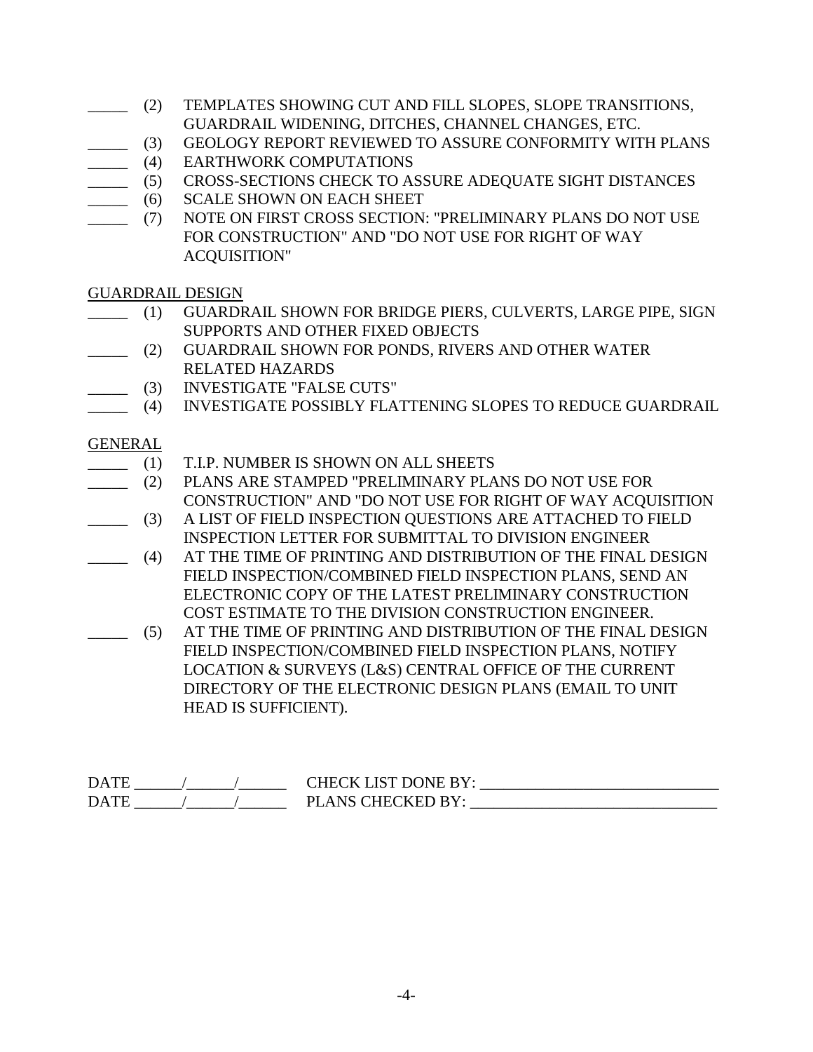_____ (2) TEMPLATES SHOWING CUT AND FILL SLOPES, SLOPE TRANSITIONS, GUARDRAIL WIDENING, DITCHES, CHANNEL CHANGES, ETC.

_____ (3) GEOLOGY REPORT REVIEWED TO ASSURE CONFORMITY WITH PLANS

_____ (4) EARTHWORK COMPUTATIONS

_____ (5) CROSS-SECTIONS CHECK TO ASSURE ADEQUATE SIGHT DISTANCES

_____ (6) SCALE SHOWN ON EACH SHEET

_____ (7) NOTE ON FIRST CROSS SECTION: "PRELIMINARY PLANS DO NOT USE FOR CONSTRUCTION" AND "DO NOT USE FOR RIGHT OF WAY ACQUISITION"

<u>GUARDRAIL DESIGN</u>

_____ (1) GUARDRAIL SHOWN FOR BRIDGE PIERS, CULVERTS, LARGE PIPE, SIGN SUPPORTS AND OTHER FIXED OBJECTS

_____ (2) GUARDRAIL SHOWN FOR PONDS, RIVERS AND OTHER WATER RELATED HAZARDS

_____ (3) INVESTIGATE "FALSE CUTS"

_____ (4) INVESTIGATE POSSIBLY FLATTENING SLOPES TO REDUCE GUARDRAIL

<u>GENERAL</u>

_____ (1) T.I.P. NUMBER IS SHOWN ON ALL SHEETS

_____ (2) PLANS ARE STAMPED "PRELIMINARY PLANS DO NOT USE FOR CONSTRUCTION" AND "DO NOT USE FOR RIGHT OF WAY ACQUISITION

_____ (3) A LIST OF FIELD INSPECTION QUESTIONS ARE ATTACHED TO FIELD INSPECTION LETTER FOR SUBMITTAL TO DIVISION ENGINEER

_____ (4) AT THE TIME OF PRINTING AND DISTRIBUTION OF THE FINAL DESIGN FIELD INSPECTION/COMBINED FIELD INSPECTION PLANS, SEND AN ELECTRONIC COPY OF THE LATEST PRELIMINARY CONSTRUCTION COST ESTIMATE TO THE DIVISION CONSTRUCTION ENGINEER.

_____ (5) AT THE TIME OF PRINTING AND DISTRIBUTION OF THE FINAL DESIGN FIELD INSPECTION/COMBINED FIELD INSPECTION PLANS, NOTIFY LOCATION & SURVEYS (L&S) CENTRAL OFFICE OF THE CURRENT DIRECTORY OF THE ELECTRONIC DESIGN PLANS (EMAIL TO UNIT HEAD IS SUFFICIENT).

DATE ______/______/______ CHECK LIST DONE BY: ______________________________

DATE ______/______/______ PLANS CHECKED BY: _______________________________